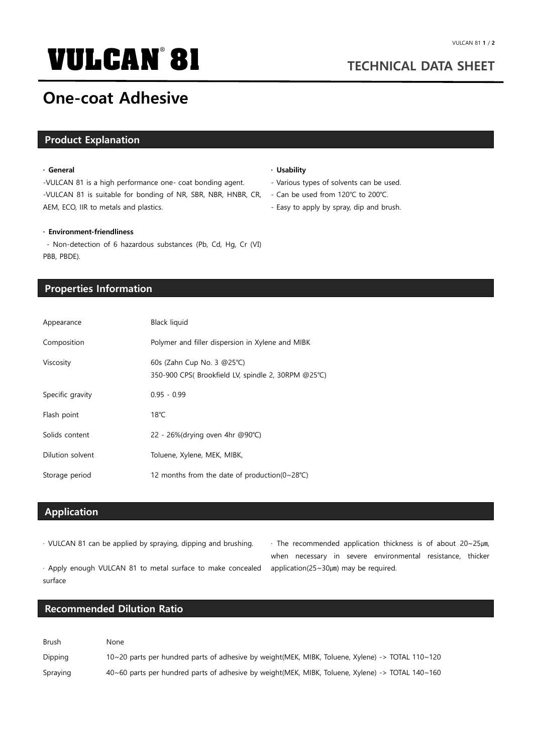# VULCAN® 81

## TECHNICAL DATA SHEET

# One-coat Adhesive

## Product Explanation

**· General**

-VULCAN 81 is a high performance one- coat bonding agent.
-VULCAN 81 is suitable for bonding of NR, SBR, NBR, HNBR, CR, AEM, ECO, IIR to metals and plastics.

**· Environment-friendliness**

- Non-detection of 6 hazardous substances (Pb, Cd, Hg, Cr (VI) PBB, PBDE).

**· Usability**

- Various types of solvents can be used.
- Can be used from 120℃ to 200℃.
- Easy to apply by spray, dip and brush.

## Properties Information

| | |
|---|---|
| Appearance | Black liquid |
| Composition | Polymer and filler dispersion in Xylene and MIBK |
| Viscosity | 60s (Zahn Cup No. 3 @25℃)<br>350-900 CPS( Brookfield LV, spindle 2, 30RPM @25℃) |
| Specific gravity | 0.95 - 0.99 |
| Flash point | 18℃ |
| Solids content | 22 - 26%(drying oven 4hr @90℃) |
| Dilution solvent | Toluene, Xylene, MEK, MIBK, |
| Storage period | 12 months from the date of production(0~28℃) |

## Application

· VULCAN 81 can be applied by spraying, dipping and brushing.

· Apply enough VULCAN 81 to metal surface to make concealed surface

· The recommended application thickness is of about 20~25㎛, when necessary in severe environmental resistance, thicker application(25~30㎛) may be required.

## Recommended Dilution Ratio

| | |
|---|---|
| Brush | None |
| Dipping | 10~20 parts per hundred parts of adhesive by weight(MEK, MIBK, Toluene, Xylene) -> TOTAL 110~120 |
| Spraying | 40~60 parts per hundred parts of adhesive by weight(MEK, MIBK, Toluene, Xylene) -> TOTAL 140~160 |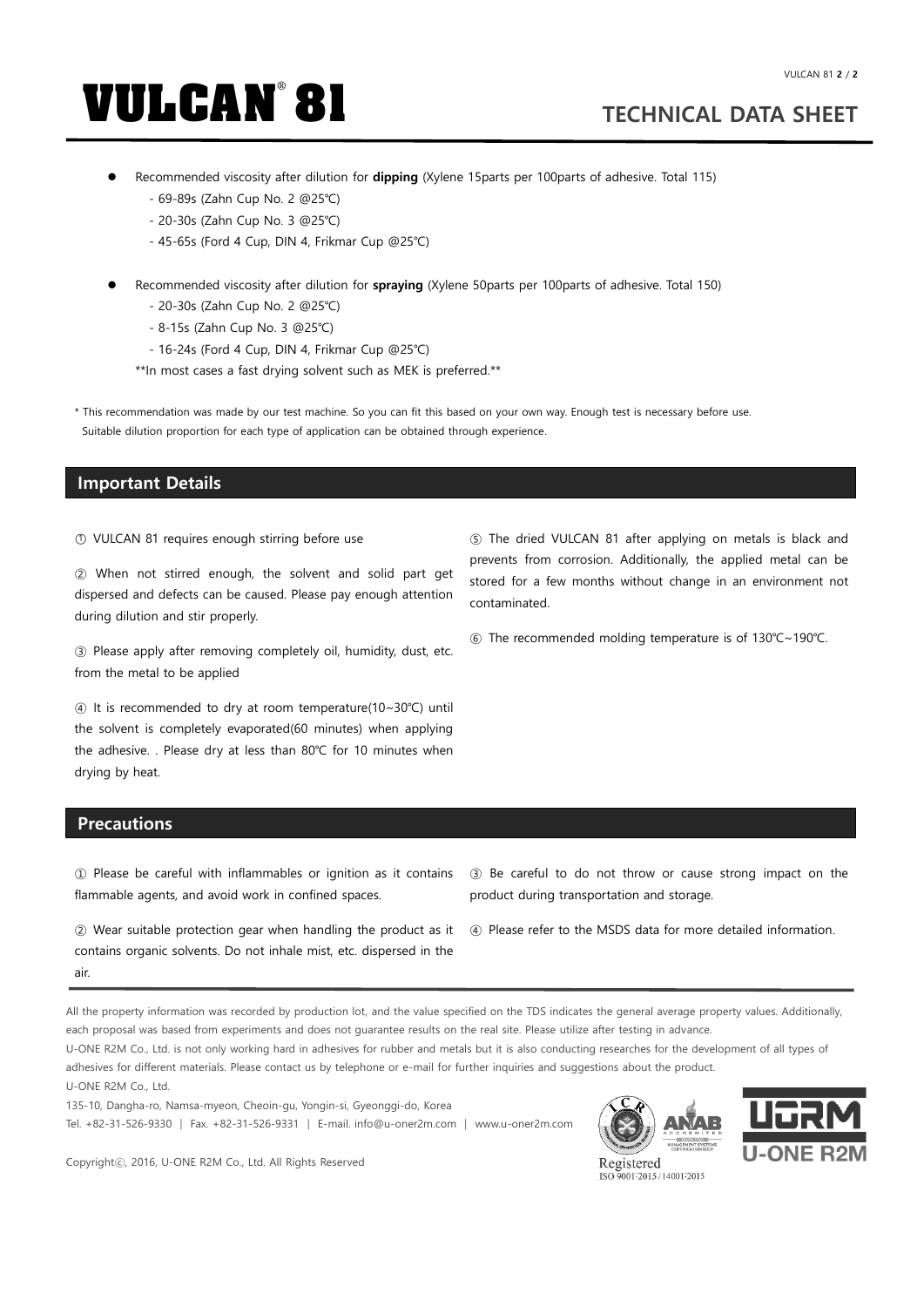- Recommended viscosity after dilution for **dipping** (Xylene 15parts per 100parts of adhesive. Total 115)
  - 69-89s (Zahn Cup No. 2 @25℃)
  - 20-30s (Zahn Cup No. 3 @25℃)
  - 45-65s (Ford 4 Cup, DIN 4, Frikmar Cup @25℃)

- Recommended viscosity after dilution for **spraying** (Xylene 50parts per 100parts of adhesive. Total 150)
  - 20-30s (Zahn Cup No. 2 @25℃)
  - 8-15s (Zahn Cup No. 3 @25℃)
  - 16-24s (Ford 4 Cup, DIN 4, Frikmar Cup @25℃)

  **In most cases a fast drying solvent such as MEK is preferred.**

\* This recommendation was made by our test machine. So you can fit this based on your own way. Enough test is necessary before use. Suitable dilution proportion for each type of application can be obtained through experience.

## Important Details

① VULCAN 81 requires enough stirring before use

② When not stirred enough, the solvent and solid part get dispersed and defects can be caused. Please pay enough attention during dilution and stir properly.

③ Please apply after removing completely oil, humidity, dust, etc. from the metal to be applied

④ It is recommended to dry at room temperature(10~30℃) until the solvent is completely evaporated(60 minutes) when applying the adhesive. . Please dry at less than 80℃ for 10 minutes when drying by heat.

⑤ The dried VULCAN 81 after applying on metals is black and prevents from corrosion. Additionally, the applied metal can be stored for a few months without change in an environment not contaminated.

⑥ The recommended molding temperature is of 130℃~190℃.

## Precautions

① Please be careful with inflammables or ignition as it contains flammable agents, and avoid work in confined spaces.

② Wear suitable protection gear when handling the product as it contains organic solvents. Do not inhale mist, etc. dispersed in the air.

③ Be careful to do not throw or cause strong impact on the product during transportation and storage.

④ Please refer to the MSDS data for more detailed information.

All the property information was recorded by production lot, and the value specified on the TDS indicates the general average property values. Additionally, each proposal was based from experiments and does not guarantee results on the real site. Please utilize after testing in advance.

U-ONE R2M Co., Ltd. is not only working hard in adhesives for rubber and metals but it is also conducting researches for the development of all types of adhesives for different materials. Please contact us by telephone or e-mail for further inquiries and suggestions about the product.

U-ONE R2M Co., Ltd.

135-10, Dangha-ro, Namsa-myeon, Cheoin-gu, Yongin-si, Gyeonggi-do, Korea

Tel. +82-31-526-9330 | Fax. +82-31-526-9331 | E-mail. info@u-oner2m.com | www.u-oner2m.com

Registered ISO 9001:2015/14001:2015

Copyright©, 2016, U-ONE R2M Co., Ltd. All Rights Reserved